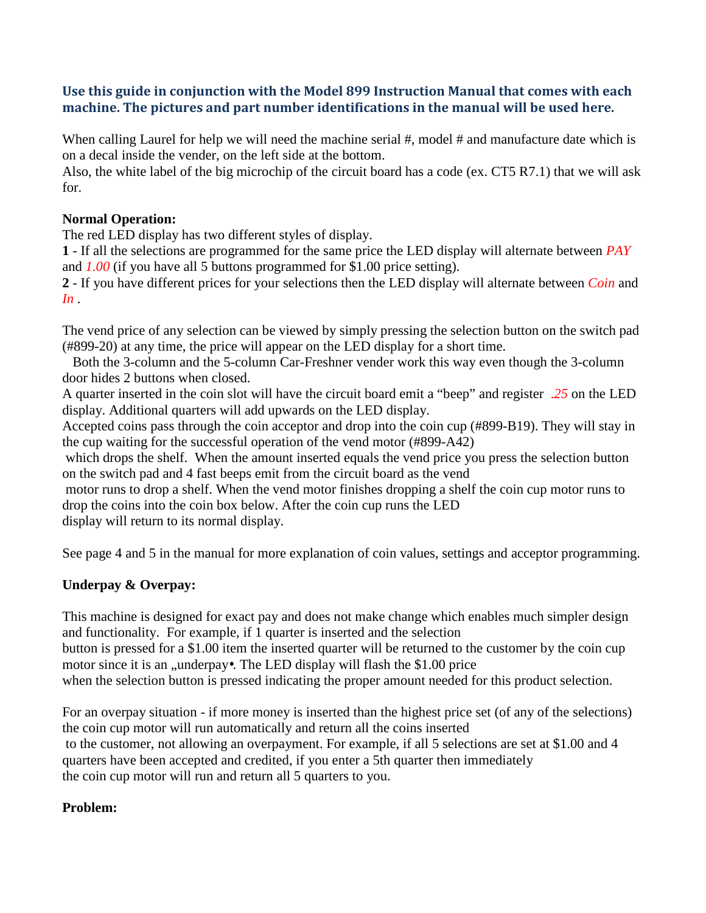**Use this guide in conjunction with the Model 899 Instruction Manual that comes with each machine. The pictures and part number identifications in the manual will be used here.**

When calling Laurel for help we will need the machine serial #, model # and manufacture date which is on a decal inside the vender, on the left side at the bottom.
Also, the white label of the big microchip of the circuit board has a code (ex. CT5 R7.1) that we will ask for.

**Normal Operation:**
The red LED display has two different styles of display.
**1** - If all the selections are programmed for the same price the LED display will alternate between *PAY* and *1.00* (if you have all 5 buttons programmed for $1.00 price setting).
**2** - If you have different prices for your selections then the LED display will alternate between *Coin* and *In* .

The vend price of any selection can be viewed by simply pressing the selection button on the switch pad (#899-20) at any time, the price will appear on the LED display for a short time.
Both the 3-column and the 5-column Car-Freshner vender work this way even though the 3-column door hides 2 buttons when closed.
A quarter inserted in the coin slot will have the circuit board emit a "beep" and register *.25* on the LED display. Additional quarters will add upwards on the LED display.
Accepted coins pass through the coin acceptor and drop into the coin cup (#899-B19). They will stay in the cup waiting for the successful operation of the vend motor (#899-A42) which drops the shelf. When the amount inserted equals the vend price you press the selection button on the switch pad and 4 fast beeps emit from the circuit board as the vend motor runs to drop a shelf. When the vend motor finishes dropping a shelf the coin cup motor runs to drop the coins into the coin box below. After the coin cup runs the LED display will return to its normal display.

See page 4 and 5 in the manual for more explanation of coin values, settings and acceptor programming.

**Underpay & Overpay:**

This machine is designed for exact pay and does not make change which enables much simpler design and functionality. For example, if 1 quarter is inserted and the selection button is pressed for a $1.00 item the inserted quarter will be returned to the customer by the coin cup motor since it is an „underpay•. The LED display will flash the $1.00 price when the selection button is pressed indicating the proper amount needed for this product selection.

For an overpay situation - if more money is inserted than the highest price set (of any of the selections) the coin cup motor will run automatically and return all the coins inserted to the customer, not allowing an overpayment. For example, if all 5 selections are set at $1.00 and 4 quarters have been accepted and credited, if you enter a 5th quarter then immediately the coin cup motor will run and return all 5 quarters to you.

**Problem:**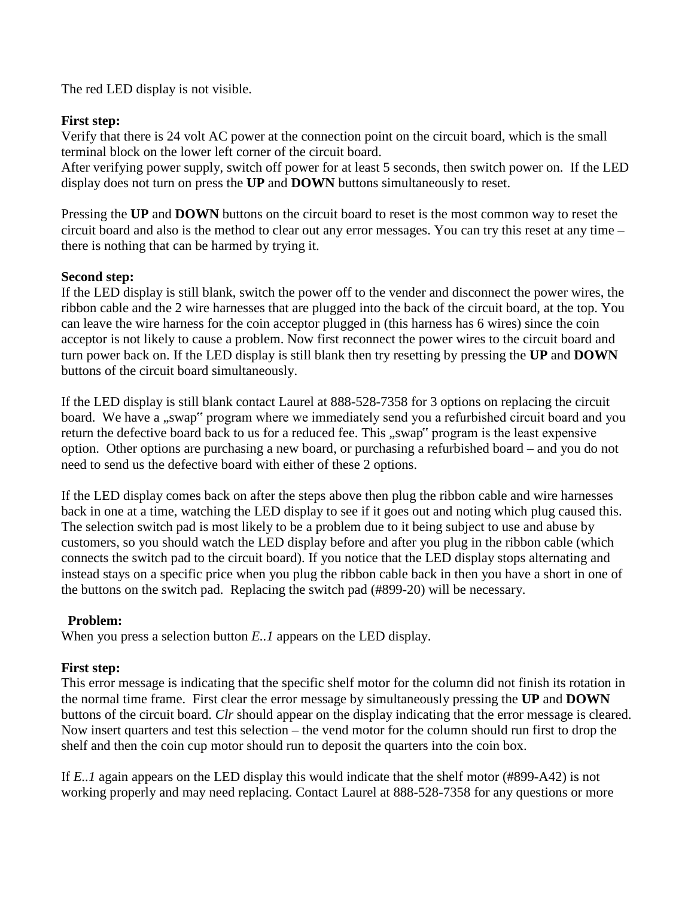The red LED display is not visible.

**First step:**
Verify that there is 24 volt AC power at the connection point on the circuit board, which is the small terminal block on the lower left corner of the circuit board.
After verifying power supply, switch off power for at least 5 seconds, then switch power on. If the LED display does not turn on press the **UP** and **DOWN** buttons simultaneously to reset.

Pressing the **UP** and **DOWN** buttons on the circuit board to reset is the most common way to reset the circuit board and also is the method to clear out any error messages. You can try this reset at any time – there is nothing that can be harmed by trying it.

**Second step:**
If the LED display is still blank, switch the power off to the vender and disconnect the power wires, the ribbon cable and the 2 wire harnesses that are plugged into the back of the circuit board, at the top. You can leave the wire harness for the coin acceptor plugged in (this harness has 6 wires) since the coin acceptor is not likely to cause a problem. Now first reconnect the power wires to the circuit board and turn power back on. If the LED display is still blank then try resetting by pressing the **UP** and **DOWN** buttons of the circuit board simultaneously.

If the LED display is still blank contact Laurel at 888-528-7358 for 3 options on replacing the circuit board. We have a „swap" program where we immediately send you a refurbished circuit board and you return the defective board back to us for a reduced fee. This „swap" program is the least expensive option. Other options are purchasing a new board, or purchasing a refurbished board – and you do not need to send us the defective board with either of these 2 options.

If the LED display comes back on after the steps above then plug the ribbon cable and wire harnesses back in one at a time, watching the LED display to see if it goes out and noting which plug caused this. The selection switch pad is most likely to be a problem due to it being subject to use and abuse by customers, so you should watch the LED display before and after you plug in the ribbon cable (which connects the switch pad to the circuit board). If you notice that the LED display stops alternating and instead stays on a specific price when you plug the ribbon cable back in then you have a short in one of the buttons on the switch pad. Replacing the switch pad (#899-20) will be necessary.

**Problem:**
When you press a selection button *E..1* appears on the LED display.

**First step:**
This error message is indicating that the specific shelf motor for the column did not finish its rotation in the normal time frame. First clear the error message by simultaneously pressing the **UP** and **DOWN** buttons of the circuit board. *Clr* should appear on the display indicating that the error message is cleared. Now insert quarters and test this selection – the vend motor for the column should run first to drop the shelf and then the coin cup motor should run to deposit the quarters into the coin box.

If *E..1* again appears on the LED display this would indicate that the shelf motor (#899-A42) is not working properly and may need replacing. Contact Laurel at 888-528-7358 for any questions or more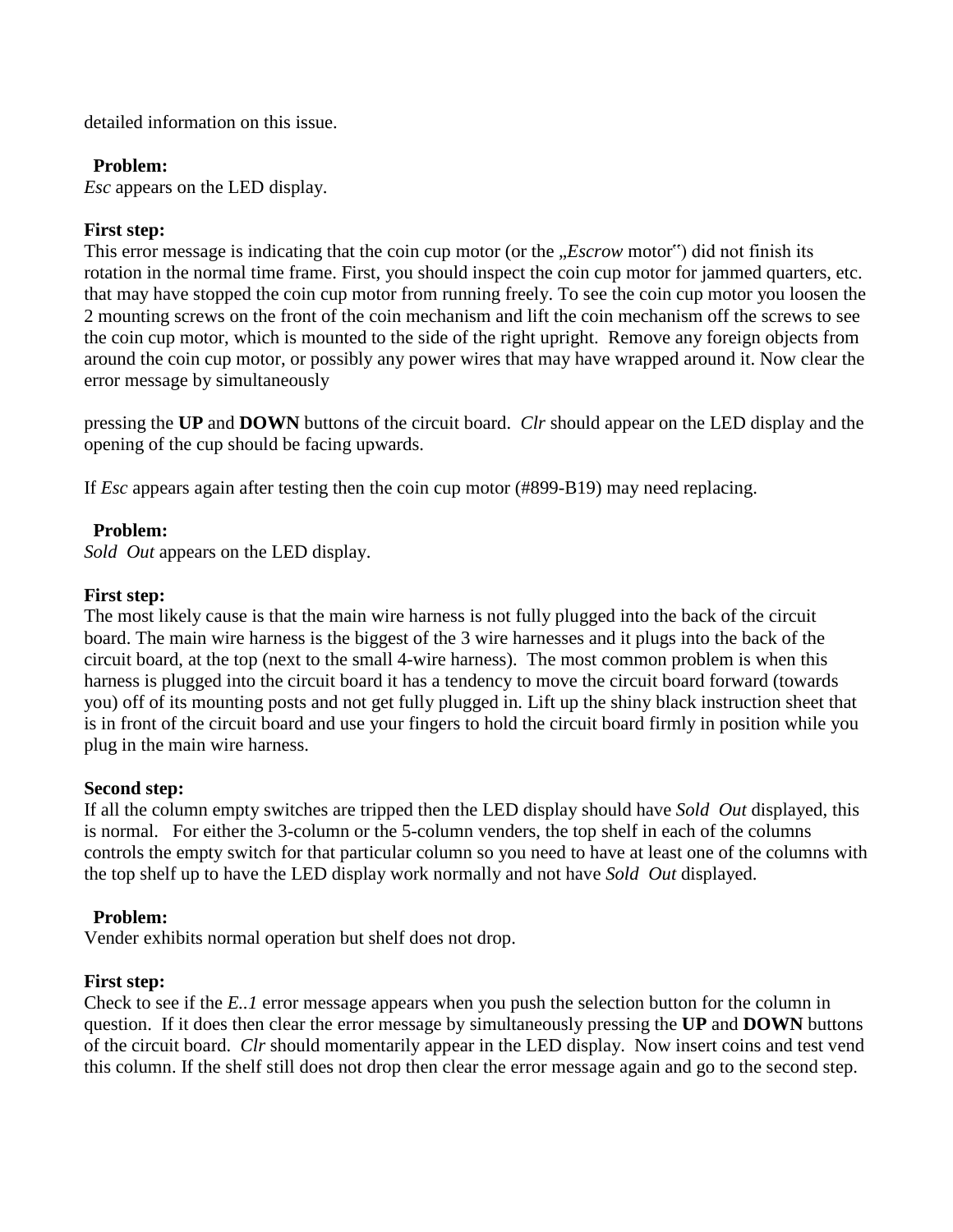detailed information on this issue.

**Problem:**
*Esc* appears on the LED display.

**First step:**
This error message is indicating that the coin cup motor (or the „*Escrow* motor") did not finish its rotation in the normal time frame. First, you should inspect the coin cup motor for jammed quarters, etc. that may have stopped the coin cup motor from running freely. To see the coin cup motor you loosen the 2 mounting screws on the front of the coin mechanism and lift the coin mechanism off the screws to see the coin cup motor, which is mounted to the side of the right upright. Remove any foreign objects from around the coin cup motor, or possibly any power wires that may have wrapped around it. Now clear the error message by simultaneously

pressing the **UP** and **DOWN** buttons of the circuit board. *Clr* should appear on the LED display and the opening of the cup should be facing upwards.

If *Esc* appears again after testing then the coin cup motor (#899-B19) may need replacing.

**Problem:**
*Sold Out* appears on the LED display.

**First step:**
The most likely cause is that the main wire harness is not fully plugged into the back of the circuit board. The main wire harness is the biggest of the 3 wire harnesses and it plugs into the back of the circuit board, at the top (next to the small 4-wire harness). The most common problem is when this harness is plugged into the circuit board it has a tendency to move the circuit board forward (towards you) off of its mounting posts and not get fully plugged in. Lift up the shiny black instruction sheet that is in front of the circuit board and use your fingers to hold the circuit board firmly in position while you plug in the main wire harness.

**Second step:**
If all the column empty switches are tripped then the LED display should have *Sold Out* displayed, this is normal. For either the 3-column or the 5-column venders, the top shelf in each of the columns controls the empty switch for that particular column so you need to have at least one of the columns with the top shelf up to have the LED display work normally and not have *Sold Out* displayed.

**Problem:**
Vender exhibits normal operation but shelf does not drop.

**First step:**
Check to see if the *E..1* error message appears when you push the selection button for the column in question. If it does then clear the error message by simultaneously pressing the **UP** and **DOWN** buttons of the circuit board. *Clr* should momentarily appear in the LED display. Now insert coins and test vend this column. If the shelf still does not drop then clear the error message again and go to the second step.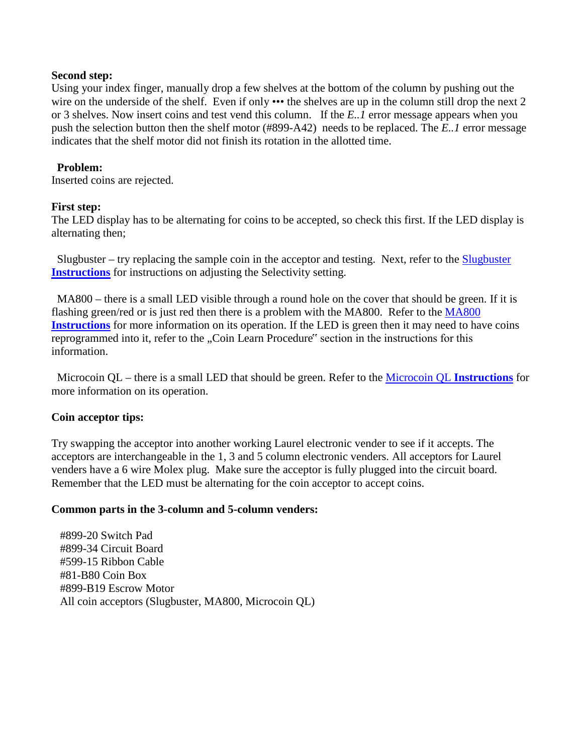**Second step:**
Using your index finger, manually drop a few shelves at the bottom of the column by pushing out the wire on the underside of the shelf. Even if only ••• the shelves are up in the column still drop the next 2 or 3 shelves. Now insert coins and test vend this column. If the *E..1* error message appears when you push the selection button then the shelf motor (#899-A42) needs to be replaced. The *E..1* error message indicates that the shelf motor did not finish its rotation in the allotted time.

**Problem:**
Inserted coins are rejected.

**First step:**
The LED display has to be alternating for coins to be accepted, so check this first. If the LED display is alternating then;

Slugbuster – try replacing the sample coin in the acceptor and testing. Next, refer to the Slugbuster **Instructions** for instructions on adjusting the Selectivity setting.

MA800 – there is a small LED visible through a round hole on the cover that should be green. If it is flashing green/red or is just red then there is a problem with the MA800. Refer to the MA800 **Instructions** for more information on its operation. If the LED is green then it may need to have coins reprogrammed into it, refer to the „Coin Learn Procedure" section in the instructions for this information.

Microcoin QL – there is a small LED that should be green. Refer to the Microcoin QL **Instructions** for more information on its operation.

**Coin acceptor tips:**

Try swapping the acceptor into another working Laurel electronic vender to see if it accepts. The acceptors are interchangeable in the 1, 3 and 5 column electronic venders. All acceptors for Laurel venders have a 6 wire Molex plug. Make sure the acceptor is fully plugged into the circuit board. Remember that the LED must be alternating for the coin acceptor to accept coins.

**Common parts in the 3-column and 5-column venders:**

#899-20 Switch Pad
#899-34 Circuit Board
#599-15 Ribbon Cable
#81-B80 Coin Box
#899-B19 Escrow Motor
All coin acceptors (Slugbuster, MA800, Microcoin QL)